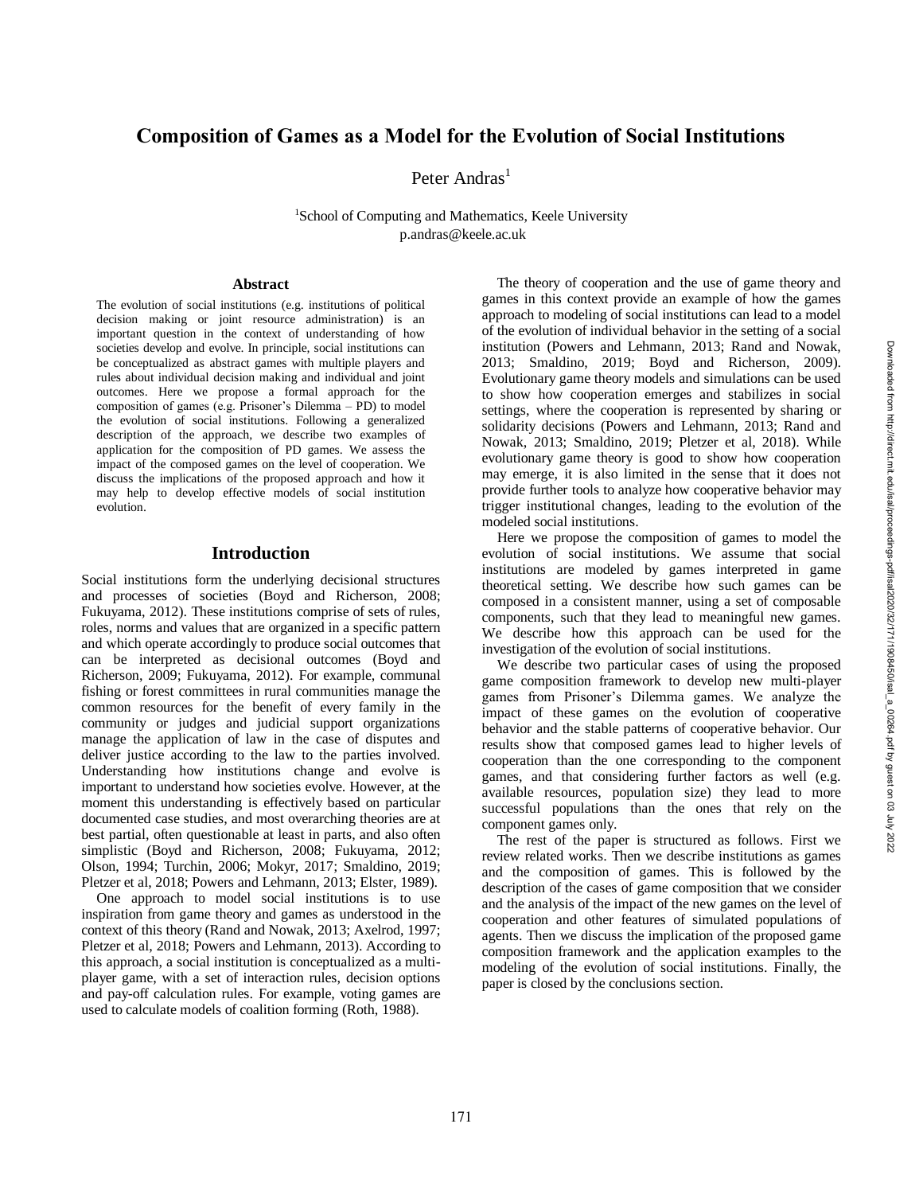# Composition of Games as a Model for the Evolution of Social Institutions

Peter Andras[1]

[1]School of Computing and Mathematics, Keele University
p.andras@keele.ac.uk

### Abstract

The evolution of social institutions (e.g. institutions of political decision making or joint resource administration) is an important question in the context of understanding of how societies develop and evolve. In principle, social institutions can be conceptualized as abstract games with multiple players and rules about individual decision making and individual and joint outcomes. Here we propose a formal approach for the composition of games (e.g. Prisoner's Dilemma – PD) to model the evolution of social institutions. Following a generalized description of the approach, we describe two examples of application for the composition of PD games. We assess the impact of the composed games on the level of cooperation. We discuss the implications of the proposed approach and how it may help to develop effective models of social institution evolution.

## Introduction

Social institutions form the underlying decisional structures and processes of societies (Boyd and Richerson, 2008; Fukuyama, 2012). These institutions comprise of sets of rules, roles, norms and values that are organized in a specific pattern and which operate accordingly to produce social outcomes that can be interpreted as decisional outcomes (Boyd and Richerson, 2009; Fukuyama, 2012). For example, communal fishing or forest committees in rural communities manage the common resources for the benefit of every family in the community or judges and judicial support organizations manage the application of law in the case of disputes and deliver justice according to the law to the parties involved. Understanding how institutions change and evolve is important to understand how societies evolve. However, at the moment this understanding is effectively based on particular documented case studies, and most overarching theories are at best partial, often questionable at least in parts, and also often simplistic (Boyd and Richerson, 2008; Fukuyama, 2012; Olson, 1994; Turchin, 2006; Mokyr, 2017; Smaldino, 2019; Pletzer et al, 2018; Powers and Lehmann, 2013; Elster, 1989).

One approach to model social institutions is to use inspiration from game theory and games as understood in the context of this theory (Rand and Nowak, 2013; Axelrod, 1997; Pletzer et al, 2018; Powers and Lehmann, 2013). According to this approach, a social institution is conceptualized as a multi-player game, with a set of interaction rules, decision options and pay-off calculation rules. For example, voting games are used to calculate models of coalition forming (Roth, 1988).

The theory of cooperation and the use of game theory and games in this context provide an example of how the games approach to modeling of social institutions can lead to a model of the evolution of individual behavior in the setting of a social institution (Powers and Lehmann, 2013; Rand and Nowak, 2013; Smaldino, 2019; Boyd and Richerson, 2009). Evolutionary game theory models and simulations can be used to show how cooperation emerges and stabilizes in social settings, where the cooperation is represented by sharing or solidarity decisions (Powers and Lehmann, 2013; Rand and Nowak, 2013; Smaldino, 2019; Pletzer et al, 2018). While evolutionary game theory is good to show how cooperation may emerge, it is also limited in the sense that it does not provide further tools to analyze how cooperative behavior may trigger institutional changes, leading to the evolution of the modeled social institutions.

Here we propose the composition of games to model the evolution of social institutions. We assume that social institutions are modeled by games interpreted in game theoretical setting. We describe how such games can be composed in a consistent manner, using a set of composable components, such that they lead to meaningful new games. We describe how this approach can be used for the investigation of the evolution of social institutions.

We describe two particular cases of using the proposed game composition framework to develop new multi-player games from Prisoner's Dilemma games. We analyze the impact of these games on the evolution of cooperative behavior and the stable patterns of cooperative behavior. Our results show that composed games lead to higher levels of cooperation than the one corresponding to the component games, and that considering further factors as well (e.g. available resources, population size) they lead to more successful populations than the ones that rely on the component games only.

The rest of the paper is structured as follows. First we review related works. Then we describe institutions as games and the composition of games. This is followed by the description of the cases of game composition that we consider and the analysis of the impact of the new games on the level of cooperation and other features of simulated populations of agents. Then we discuss the implication of the proposed game composition framework and the application examples to the modeling of the evolution of social institutions. Finally, the paper is closed by the conclusions section.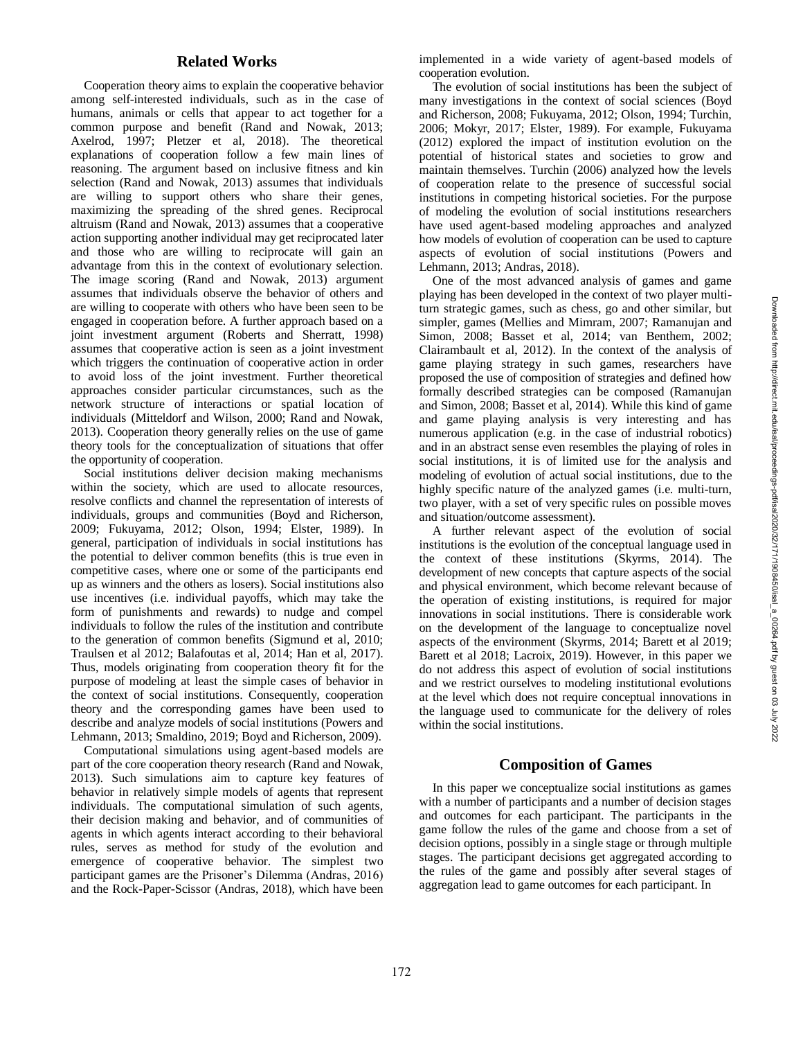## Related Works

Cooperation theory aims to explain the cooperative behavior among self-interested individuals, such as in the case of humans, animals or cells that appear to act together for a common purpose and benefit (Rand and Nowak, 2013; Axelrod, 1997; Pletzer et al, 2018). The theoretical explanations of cooperation follow a few main lines of reasoning. The argument based on inclusive fitness and kin selection (Rand and Nowak, 2013) assumes that individuals are willing to support others who share their genes, maximizing the spreading of the shred genes. Reciprocal altruism (Rand and Nowak, 2013) assumes that a cooperative action supporting another individual may get reciprocated later and those who are willing to reciprocate will gain an advantage from this in the context of evolutionary selection. The image scoring (Rand and Nowak, 2013) argument assumes that individuals observe the behavior of others and are willing to cooperate with others who have been seen to be engaged in cooperation before. A further approach based on a joint investment argument (Roberts and Sherratt, 1998) assumes that cooperative action is seen as a joint investment which triggers the continuation of cooperative action in order to avoid loss of the joint investment. Further theoretical approaches consider particular circumstances, such as the network structure of interactions or spatial location of individuals (Mitteldorf and Wilson, 2000; Rand and Nowak, 2013). Cooperation theory generally relies on the use of game theory tools for the conceptualization of situations that offer the opportunity of cooperation.

Social institutions deliver decision making mechanisms within the society, which are used to allocate resources, resolve conflicts and channel the representation of interests of individuals, groups and communities (Boyd and Richerson, 2009; Fukuyama, 2012; Olson, 1994; Elster, 1989). In general, participation of individuals in social institutions has the potential to deliver common benefits (this is true even in competitive cases, where one or some of the participants end up as winners and the others as losers). Social institutions also use incentives (i.e. individual payoffs, which may take the form of punishments and rewards) to nudge and compel individuals to follow the rules of the institution and contribute to the generation of common benefits (Sigmund et al, 2010; Traulsen et al 2012; Balafoutas et al, 2014; Han et al, 2017). Thus, models originating from cooperation theory fit for the purpose of modeling at least the simple cases of behavior in the context of social institutions. Consequently, cooperation theory and the corresponding games have been used to describe and analyze models of social institutions (Powers and Lehmann, 2013; Smaldino, 2019; Boyd and Richerson, 2009).

Computational simulations using agent-based models are part of the core cooperation theory research (Rand and Nowak, 2013). Such simulations aim to capture key features of behavior in relatively simple models of agents that represent individuals. The computational simulation of such agents, their decision making and behavior, and of communities of agents in which agents interact according to their behavioral rules, serves as method for study of the evolution and emergence of cooperative behavior. The simplest two participant games are the Prisoner's Dilemma (Andras, 2016) and the Rock-Paper-Scissor (Andras, 2018), which have been implemented in a wide variety of agent-based models of cooperation evolution.

The evolution of social institutions has been the subject of many investigations in the context of social sciences (Boyd and Richerson, 2008; Fukuyama, 2012; Olson, 1994; Turchin, 2006; Mokyr, 2017; Elster, 1989). For example, Fukuyama (2012) explored the impact of institution evolution on the potential of historical states and societies to grow and maintain themselves. Turchin (2006) analyzed how the levels of cooperation relate to the presence of successful social institutions in competing historical societies. For the purpose of modeling the evolution of social institutions researchers have used agent-based modeling approaches and analyzed how models of evolution of cooperation can be used to capture aspects of evolution of social institutions (Powers and Lehmann, 2013; Andras, 2018).

One of the most advanced analysis of games and game playing has been developed in the context of two player multi-turn strategic games, such as chess, go and other similar, but simpler, games (Mellies and Mimram, 2007; Ramanujan and Simon, 2008; Basset et al, 2014; van Benthem, 2002; Clairambault et al, 2012). In the context of the analysis of game playing strategy in such games, researchers have proposed the use of composition of strategies and defined how formally described strategies can be composed (Ramanujan and Simon, 2008; Basset et al, 2014). While this kind of game and game playing analysis is very interesting and has numerous application (e.g. in the case of industrial robotics) and in an abstract sense even resembles the playing of roles in social institutions, it is of limited use for the analysis and modeling of evolution of actual social institutions, due to the highly specific nature of the analyzed games (i.e. multi-turn, two player, with a set of very specific rules on possible moves and situation/outcome assessment).

A further relevant aspect of the evolution of social institutions is the evolution of the conceptual language used in the context of these institutions (Skyrms, 2014). The development of new concepts that capture aspects of the social and physical environment, which become relevant because of the operation of existing institutions, is required for major innovations in social institutions. There is considerable work on the development of the language to conceptualize novel aspects of the environment (Skyrms, 2014; Barett et al 2019; Barett et al 2018; Lacroix, 2019). However, in this paper we do not address this aspect of evolution of social institutions and we restrict ourselves to modeling institutional evolutions at the level which does not require conceptual innovations in the language used to communicate for the delivery of roles within the social institutions.

## Composition of Games

In this paper we conceptualize social institutions as games with a number of participants and a number of decision stages and outcomes for each participant. The participants in the game follow the rules of the game and choose from a set of decision options, possibly in a single stage or through multiple stages. The participant decisions get aggregated according to the rules of the game and possibly after several stages of aggregation lead to game outcomes for each participant. In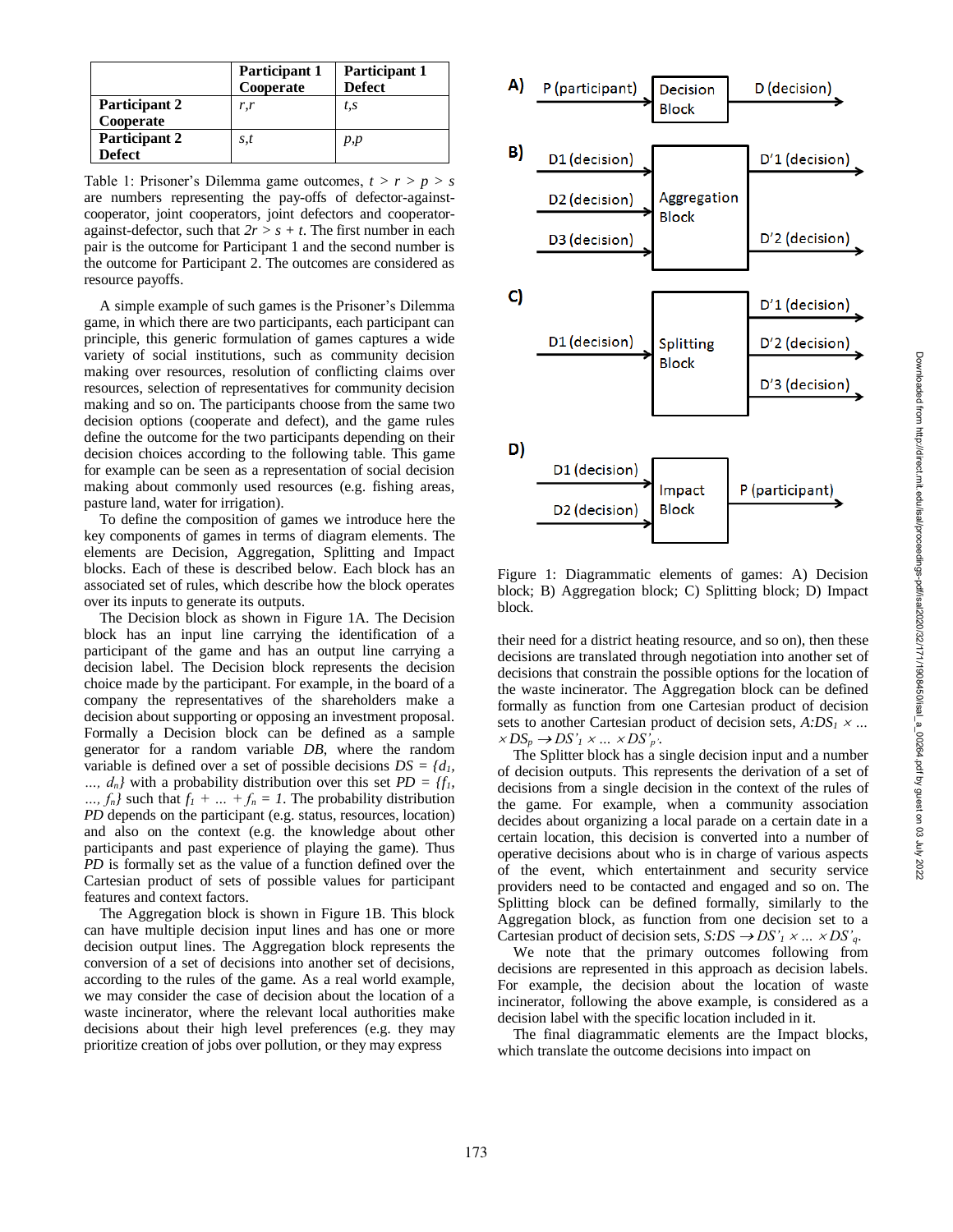| | Participant 1 Cooperate | Participant 1 Defect |
|---|---|---|
| **Participant 2 Cooperate** | *r,r* | *t,s* |
| **Participant 2 Defect** | *s,t* | *p,p* |

Table 1: Prisoner's Dilemma game outcomes, $t > r > p > s$ are numbers representing the pay-offs of defector-against-cooperator, joint cooperators, joint defectors and cooperator-against-defector, such that $2r > s + t$. The first number in each pair is the outcome for Participant 1 and the second number is the outcome for Participant 2. The outcomes are considered as resource payoffs.

A simple example of such games is the Prisoner's Dilemma game, in which there are two participants, each participant can principle, this generic formulation of games captures a wide variety of social institutions, such as community decision making over resources, resolution of conflicting claims over resources, selection of representatives for community decision making and so on. The participants choose from the same two decision options (cooperate and defect), and the game rules define the outcome for the two participants depending on their decision choices according to the following table. This game for example can be seen as a representation of social decision making about commonly used resources (e.g. fishing areas, pasture land, water for irrigation).

To define the composition of games we introduce here the key components of games in terms of diagram elements. The elements are Decision, Aggregation, Splitting and Impact blocks. Each of these is described below. Each block has an associated set of rules, which describe how the block operates over its inputs to generate its outputs.

The Decision block as shown in Figure 1A. The Decision block has an input line carrying the identification of a participant of the game and has an output line carrying a decision label. The Decision block represents the decision choice made by the participant. For example, in the board of a company the representatives of the shareholders make a decision about supporting or opposing an investment proposal. Formally a Decision block can be defined as a sample generator for a random variable *DB*, where the random variable is defined over a set of possible decisions $DS = \{d_1, \ldots, d_n\}$ with a probability distribution over this set $PD = \{f_1, \ldots, f_n\}$ such that $f_1 + \ldots + f_n = 1$. The probability distribution *PD* depends on the participant (e.g. status, resources, location) and also on the context (e.g. the knowledge about other participants and past experience of playing the game). Thus *PD* is formally set as the value of a function defined over the Cartesian product of sets of possible values for participant features and context factors.

The Aggregation block is shown in Figure 1B. This block can have multiple decision input lines and has one or more decision output lines. The Aggregation block represents the conversion of a set of decisions into another set of decisions, according to the rules of the game. As a real world example, we may consider the case of decision about the location of a waste incinerator, where the relevant local authorities make decisions about their high level preferences (e.g. they may prioritize creation of jobs over pollution, or they may express

Figure 1: Diagrammatic elements of games: A) Decision block; B) Aggregation block; C) Splitting block; D) Impact block.

their need for a district heating resource, and so on), then these decisions are translated through negotiation into another set of decisions that constrain the possible options for the location of the waste incinerator. The Aggregation block can be defined formally as function from one Cartesian product of decision sets to another Cartesian product of decision sets, $A{:}DS_1 \times \ldots \times DS_p \rightarrow DS'_1 \times \ldots \times DS'_{p'}$.

The Splitter block has a single decision input and a number of decision outputs. This represents the derivation of a set of decisions from a single decision in the context of the rules of the game. For example, when a community association decides about organizing a local parade on a certain date in a certain location, this decision is converted into a number of operative decisions about who is in charge of various aspects of the event, which entertainment and security service providers need to be contacted and engaged and so on. The Splitting block can be defined formally, similarly to the Aggregation block, as function from one decision set to a Cartesian product of decision sets, $S{:}DS \rightarrow DS'_1 \times \ldots \times DS'_q$.

We note that the primary outcomes following from decisions are represented in this approach as decision labels. For example, the decision about the location of waste incinerator, following the above example, is considered as a decision label with the specific location included in it.

The final diagrammatic elements are the Impact blocks, which translate the outcome decisions into impact on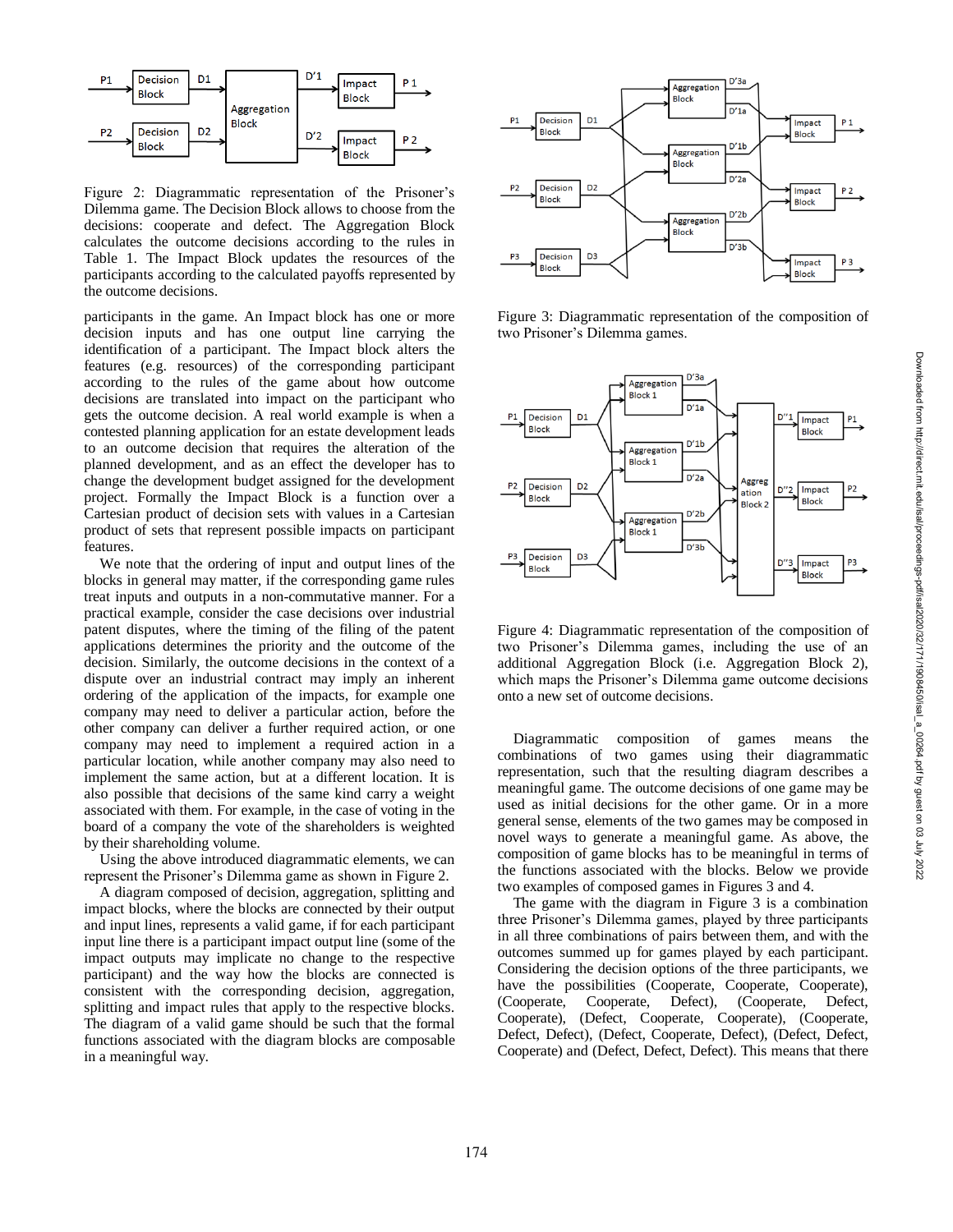Figure 2: Diagrammatic representation of the Prisoner's Dilemma game. The Decision Block allows to choose from the decisions: cooperate and defect. The Aggregation Block calculates the outcome decisions according to the rules in Table 1. The Impact Block updates the resources of the participants according to the calculated payoffs represented by the outcome decisions.

participants in the game. An Impact block has one or more decision inputs and has one output line carrying the identification of a participant. The Impact block alters the features (e.g. resources) of the corresponding participant according to the rules of the game about how outcome decisions are translated into impact on the participant who gets the outcome decision. A real world example is when a contested planning application for an estate development leads to an outcome decision that requires the alteration of the planned development, and as an effect the developer has to change the development budget assigned for the development project. Formally the Impact Block is a function over a Cartesian product of decision sets with values in a Cartesian product of sets that represent possible impacts on participant features.

We note that the ordering of input and output lines of the blocks in general may matter, if the corresponding game rules treat inputs and outputs in a non-commutative manner. For a practical example, consider the case decisions over industrial patent disputes, where the timing of the filing of the patent applications determines the priority and the outcome of the decision. Similarly, the outcome decisions in the context of a dispute over an industrial contract may imply an inherent ordering of the application of the impacts, for example one company may need to deliver a particular action, before the other company can deliver a further required action, or one company may need to implement a required action in a particular location, while another company may also need to implement the same action, but at a different location. It is also possible that decisions of the same kind carry a weight associated with them. For example, in the case of voting in the board of a company the vote of the shareholders is weighted by their shareholding volume.

Using the above introduced diagrammatic elements, we can represent the Prisoner's Dilemma game as shown in Figure 2.

A diagram composed of decision, aggregation, splitting and impact blocks, where the blocks are connected by their output and input lines, represents a valid game, if for each participant input line there is a participant impact output line (some of the impact outputs may implicate no change to the respective participant) and the way how the blocks are connected is consistent with the corresponding decision, aggregation, splitting and impact rules that apply to the respective blocks. The diagram of a valid game should be such that the formal functions associated with the diagram blocks are composable in a meaningful way.

Figure 3: Diagrammatic representation of the composition of two Prisoner's Dilemma games.

Figure 4: Diagrammatic representation of the composition of two Prisoner's Dilemma games, including the use of an additional Aggregation Block (i.e. Aggregation Block 2), which maps the Prisoner's Dilemma game outcome decisions onto a new set of outcome decisions.

Diagrammatic composition of games means the combinations of two games using their diagrammatic representation, such that the resulting diagram describes a meaningful game. The outcome decisions of one game may be used as initial decisions for the other game. Or in a more general sense, elements of the two games may be composed in novel ways to generate a meaningful game. As above, the composition of game blocks has to be meaningful in terms of the functions associated with the blocks. Below we provide two examples of composed games in Figures 3 and 4.

The game with the diagram in Figure 3 is a combination three Prisoner's Dilemma games, played by three participants in all three combinations of pairs between them, and with the outcomes summed up for games played by each participant. Considering the decision options of the three participants, we have the possibilities (Cooperate, Cooperate, Cooperate), (Cooperate, Cooperate, Defect), (Cooperate, Defect, Cooperate), (Defect, Cooperate, Cooperate), (Cooperate, Defect, Defect), (Defect, Cooperate, Defect), (Defect, Defect, Cooperate) and (Defect, Defect, Defect). This means that there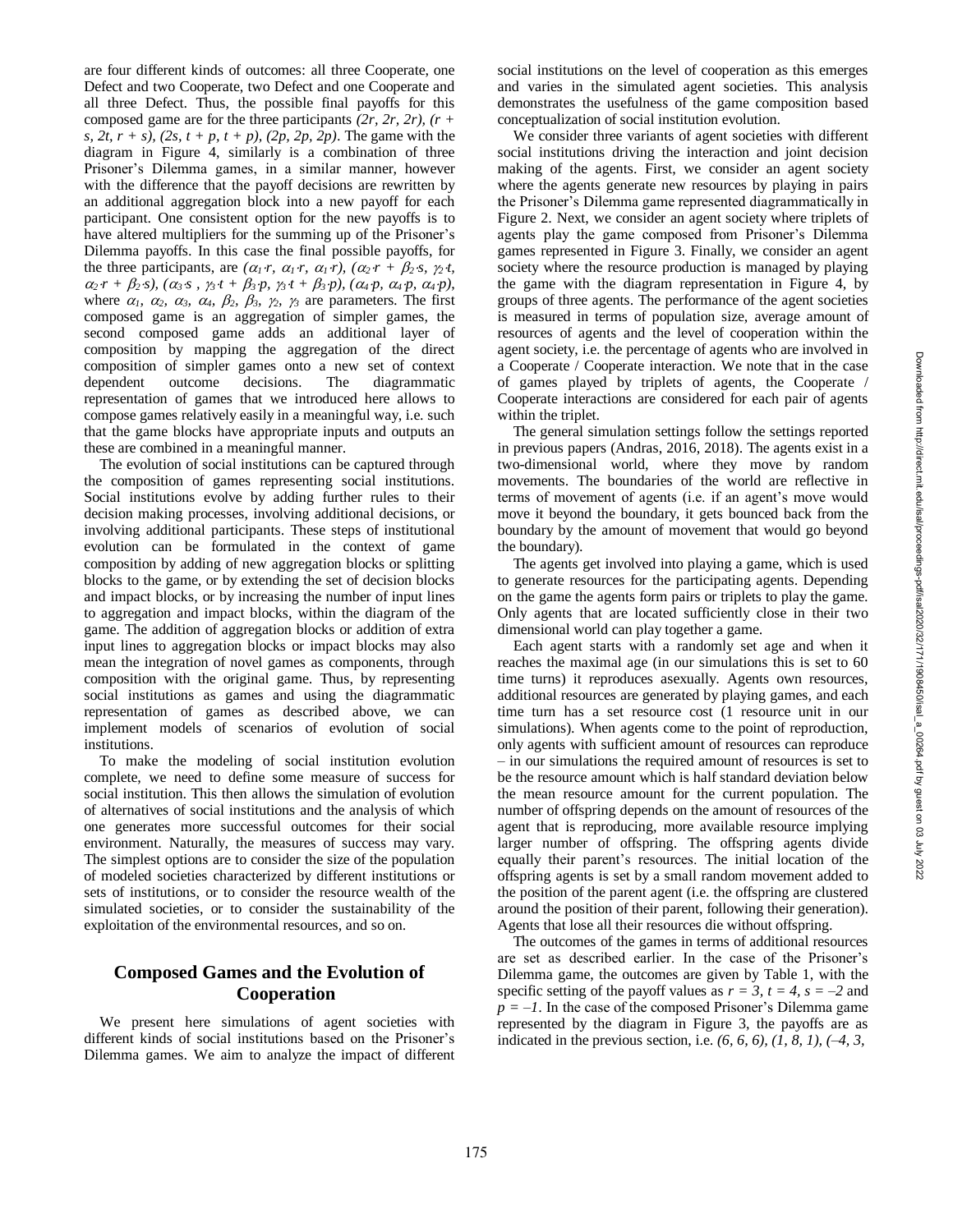are four different kinds of outcomes: all three Cooperate, one Defect and two Cooperate, two Defect and one Cooperate and all three Defect. Thus, the possible final payoffs for this composed game are for the three participants $(2r, 2r, 2r)$, $(r + s, 2t, r + s)$, $(2s, t + p, t + p)$, $(2p, 2p, 2p)$. The game with the diagram in Figure 4, similarly is a combination of three Prisoner's Dilemma games, in a similar manner, however with the difference that the payoff decisions are rewritten by an additional aggregation block into a new payoff for each participant. One consistent option for the new payoffs is to have altered multipliers for the summing up of the Prisoner's Dilemma payoffs. In this case the final possible payoffs, for the three participants, are $(\alpha_1 \cdot r, \alpha_1 \cdot r, \alpha_1 \cdot r)$, $(\alpha_2 \cdot r + \beta_2 \cdot s, \gamma_2 \cdot t, \alpha_2 \cdot r + \beta_2 \cdot s)$, $(\alpha_3 \cdot s, \gamma_3 \cdot t + \beta_3 \cdot p, \gamma_3 \cdot t + \beta_3 \cdot p)$, $(\alpha_4 \cdot p, \alpha_4 \cdot p, \alpha_4 \cdot p)$, where $\alpha_1$, $\alpha_2$, $\alpha_3$, $\alpha_4$, $\beta_2$, $\beta_3$, $\gamma_2$, $\gamma_3$ are parameters. The first composed game is an aggregation of simpler games, the second composed game adds an additional layer of composition by mapping the aggregation of the direct composition of simpler games onto a new set of context dependent outcome decisions. The diagrammatic representation of games that we introduced here allows to compose games relatively easily in a meaningful way, i.e. such that the game blocks have appropriate inputs and outputs an these are combined in a meaningful manner.

The evolution of social institutions can be captured through the composition of games representing social institutions. Social institutions evolve by adding further rules to their decision making processes, involving additional decisions, or involving additional participants. These steps of institutional evolution can be formulated in the context of game composition by adding of new aggregation blocks or splitting blocks to the game, or by extending the set of decision blocks and impact blocks, or by increasing the number of input lines to aggregation and impact blocks, within the diagram of the game. The addition of aggregation blocks or addition of extra input lines to aggregation blocks or impact blocks may also mean the integration of novel games as components, through composition with the original game. Thus, by representing social institutions as games and using the diagrammatic representation of games as described above, we can implement models of scenarios of evolution of social institutions.

To make the modeling of social institution evolution complete, we need to define some measure of success for social institution. This then allows the simulation of evolution of alternatives of social institutions and the analysis of which one generates more successful outcomes for their social environment. Naturally, the measures of success may vary. The simplest options are to consider the size of the population of modeled societies characterized by different institutions or sets of institutions, or to consider the resource wealth of the simulated societies, or to consider the sustainability of the exploitation of the environmental resources, and so on.

## Composed Games and the Evolution of Cooperation

We present here simulations of agent societies with different kinds of social institutions based on the Prisoner's Dilemma games. We aim to analyze the impact of different social institutions on the level of cooperation as this emerges and varies in the simulated agent societies. This analysis demonstrates the usefulness of the game composition based conceptualization of social institution evolution.

We consider three variants of agent societies with different social institutions driving the interaction and joint decision making of the agents. First, we consider an agent society where the agents generate new resources by playing in pairs the Prisoner's Dilemma game represented diagrammatically in Figure 2. Next, we consider an agent society where triplets of agents play the game composed from Prisoner's Dilemma games represented in Figure 3. Finally, we consider an agent society where the resource production is managed by playing the game with the diagram representation in Figure 4, by groups of three agents. The performance of the agent societies is measured in terms of population size, average amount of resources of agents and the level of cooperation within the agent society, i.e. the percentage of agents who are involved in a Cooperate / Cooperate interaction. We note that in the case of games played by triplets of agents, the Cooperate / Cooperate interactions are considered for each pair of agents within the triplet.

The general simulation settings follow the settings reported in previous papers (Andras, 2016, 2018). The agents exist in a two-dimensional world, where they move by random movements. The boundaries of the world are reflective in terms of movement of agents (i.e. if an agent's move would move it beyond the boundary, it gets bounced back from the boundary by the amount of movement that would go beyond the boundary).

The agents get involved into playing a game, which is used to generate resources for the participating agents. Depending on the game the agents form pairs or triplets to play the game. Only agents that are located sufficiently close in their two dimensional world can play together a game.

Each agent starts with a randomly set age and when it reaches the maximal age (in our simulations this is set to 60 time turns) it reproduces asexually. Agents own resources, additional resources are generated by playing games, and each time turn has a set resource cost (1 resource unit in our simulations). When agents come to the point of reproduction, only agents with sufficient amount of resources can reproduce – in our simulations the required amount of resources is set to be the resource amount which is half standard deviation below the mean resource amount for the current population. The number of offspring depends on the amount of resources of the agent that is reproducing, more available resource implying larger number of offspring. The offspring agents divide equally their parent's resources. The initial location of the offspring agents is set by a small random movement added to the position of the parent agent (i.e. the offspring are clustered around the position of their parent, following their generation). Agents that lose all their resources die without offspring.

The outcomes of the games in terms of additional resources are set as described earlier. In the case of the Prisoner's Dilemma game, the outcomes are given by Table 1, with the specific setting of the payoff values as $r = 3$, $t = 4$, $s = -2$ and $p = -1$. In the case of the composed Prisoner's Dilemma game represented by the diagram in Figure 3, the payoffs are as indicated in the previous section, i.e. $(6, 6, 6)$, $(1, 8, 1)$, $(-4, 3,$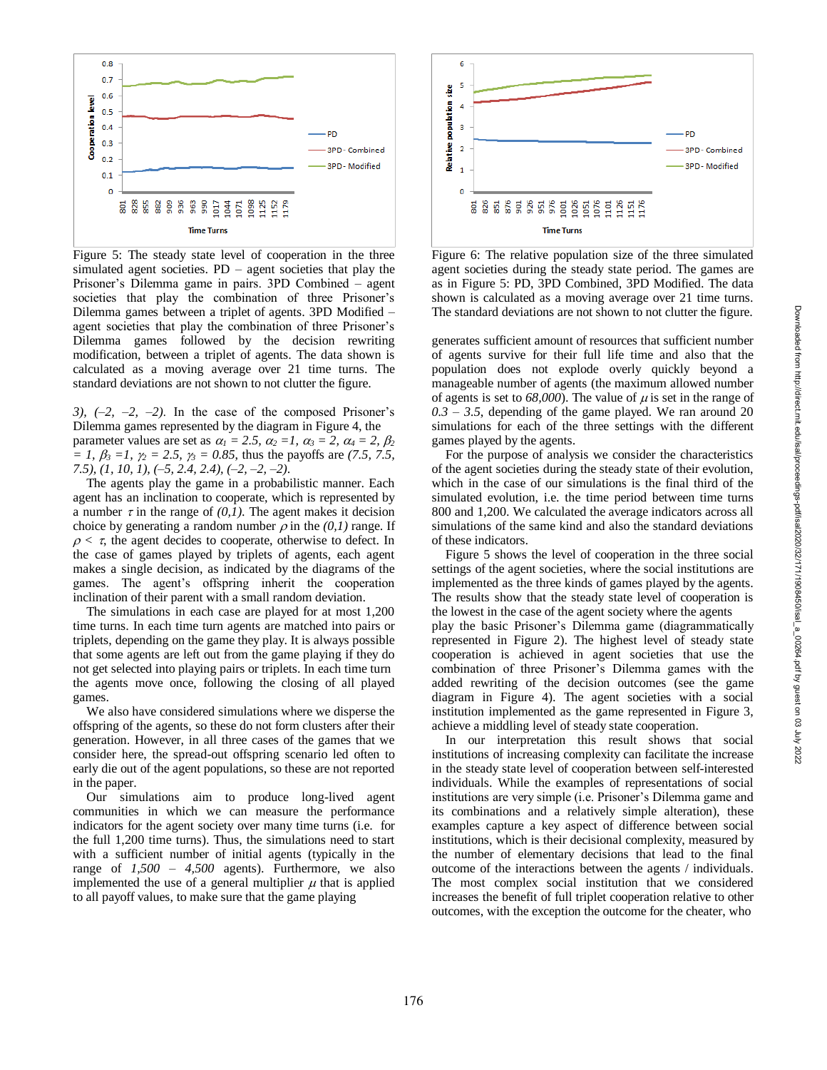Figure 5: The steady state level of cooperation in the three simulated agent societies. PD – agent societies that play the Prisoner's Dilemma game in pairs. 3PD Combined – agent societies that play the combination of three Prisoner's Dilemma games between a triplet of agents. 3PD Modified – agent societies that play the combination of three Prisoner's Dilemma games followed by the decision rewriting modification, between a triplet of agents. The data shown is calculated as a moving average over 21 time turns. The standard deviations are not shown to not clutter the figure.

Figure 6: The relative population size of the three simulated agent societies during the steady state period. The games are as in Figure 5: PD, 3PD Combined, 3PD Modified. The data shown is calculated as a moving average over 21 time turns. The standard deviations are not shown to not clutter the figure.

*3), (–2, –2, –2)*. In the case of the composed Prisoner's Dilemma games represented by the diagram in Figure 4, the parameter values are set as $\alpha_1 = 2.5$, $\alpha_2 = 1$, $\alpha_3 = 2$, $\alpha_4 = 2$, $\beta_2 = 1$, $\beta_3 = 1$, $\gamma_2 = 2.5$, $\gamma_3 = 0.85$, thus the payoffs are *(7.5, 7.5, 7.5), (1, 10, 1), (–5, 2.4, 2.4), (–2, –2, –2)*.

The agents play the game in a probabilistic manner. Each agent has an inclination to cooperate, which is represented by a number $\tau$ in the range of *(0,1)*. The agent makes it decision choice by generating a random number $\rho$ in the *(0,1)* range. If $\rho < \tau$, the agent decides to cooperate, otherwise to defect. In the case of games played by triplets of agents, each agent makes a single decision, as indicated by the diagrams of the games. The agent's offspring inherit the cooperation inclination of their parent with a small random deviation.

The simulations in each case are played for at most 1,200 time turns. In each time turn agents are matched into pairs or triplets, depending on the game they play. It is always possible that some agents are left out from the game playing if they do not get selected into playing pairs or triplets. In each time turn the agents move once, following the closing of all played games.

We also have considered simulations where we disperse the offspring of the agents, so these do not form clusters after their generation. However, in all three cases of the games that we consider here, the spread-out offspring scenario led often to early die out of the agent populations, so these are not reported in the paper.

Our simulations aim to produce long-lived agent communities in which we can measure the performance indicators for the agent society over many time turns (i.e. for the full 1,200 time turns). Thus, the simulations need to start with a sufficient number of initial agents (typically in the range of *1,500 – 4,500* agents). Furthermore, we also implemented the use of a general multiplier $\mu$ that is applied to all payoff values, to make sure that the game playing generates sufficient amount of resources that sufficient number of agents survive for their full life time and also that the population does not explode overly quickly beyond a manageable number of agents (the maximum allowed number of agents is set to *68,000*). The value of $\mu$ is set in the range of *0.3 – 3.5*, depending of the game played. We ran around 20 simulations for each of the three settings with the different games played by the agents.

For the purpose of analysis we consider the characteristics of the agent societies during the steady state of their evolution, which in the case of our simulations is the final third of the simulated evolution, i.e. the time period between time turns 800 and 1,200. We calculated the average indicators across all simulations of the same kind and also the standard deviations of these indicators.

Figure 5 shows the level of cooperation in the three social settings of the agent societies, where the social institutions are implemented as the three kinds of games played by the agents. The results show that the steady state level of cooperation is the lowest in the case of the agent society where the agents play the basic Prisoner's Dilemma game (diagrammatically represented in Figure 2). The highest level of steady state cooperation is achieved in agent societies that use the combination of three Prisoner's Dilemma games with the added rewriting of the decision outcomes (see the game diagram in Figure 4). The agent societies with a social institution implemented as the game represented in Figure 3, achieve a middling level of steady state cooperation.

In our interpretation this result shows that social institutions of increasing complexity can facilitate the increase in the steady state level of cooperation between self-interested individuals. While the examples of representations of social institutions are very simple (i.e. Prisoner's Dilemma game and its combinations and a relatively simple alteration), these examples capture a key aspect of difference between social institutions, which is their decisional complexity, measured by the number of elementary decisions that lead to the final outcome of the interactions between the agents / individuals. The most complex social institution that we considered increases the benefit of full triplet cooperation relative to other outcomes, with the exception the outcome for the cheater, who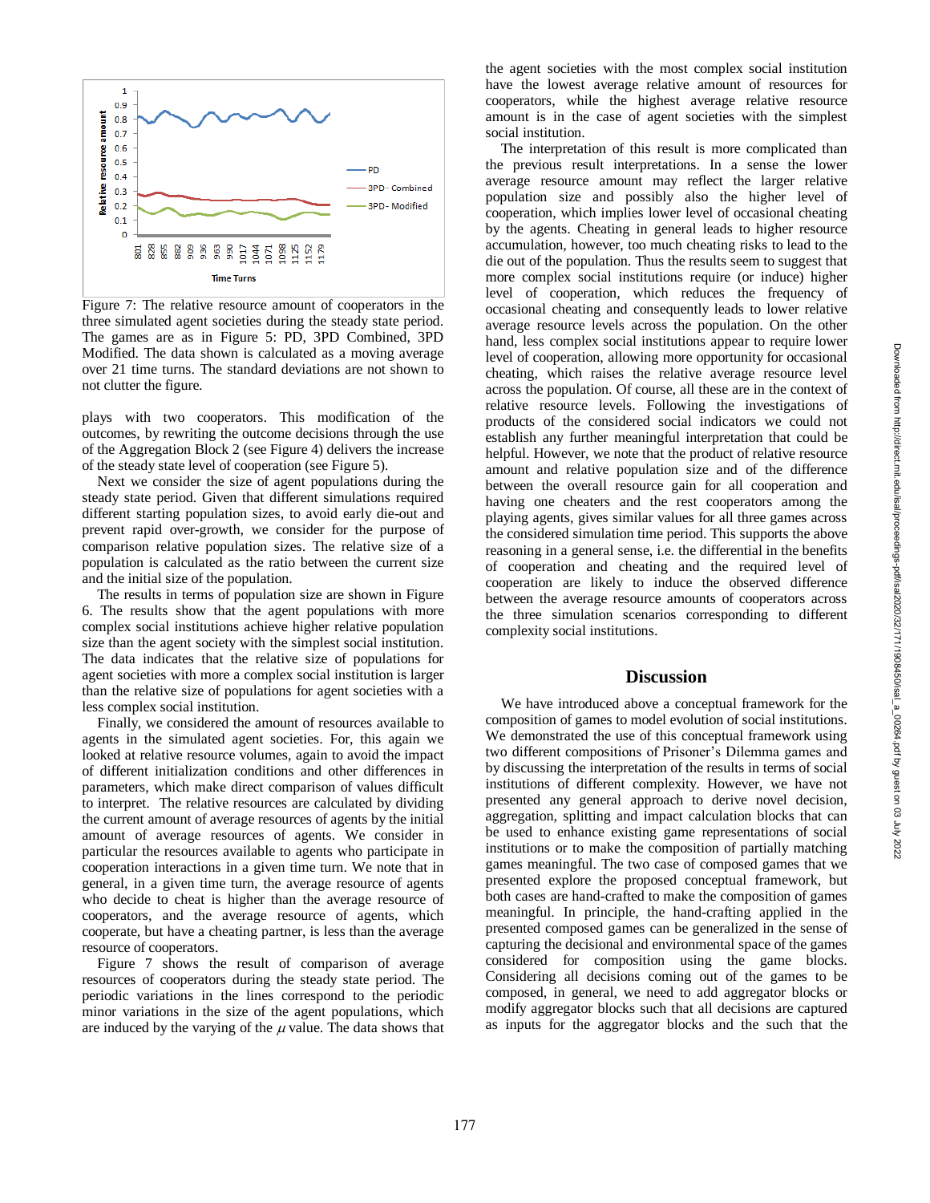Figure 7: The relative resource amount of cooperators in the three simulated agent societies during the steady state period. The games are as in Figure 5: PD, 3PD Combined, 3PD Modified. The data shown is calculated as a moving average over 21 time turns. The standard deviations are not shown to not clutter the figure.

plays with two cooperators. This modification of the outcomes, by rewriting the outcome decisions through the use of the Aggregation Block 2 (see Figure 4) delivers the increase of the steady state level of cooperation (see Figure 5).

Next we consider the size of agent populations during the steady state period. Given that different simulations required different starting population sizes, to avoid early die-out and prevent rapid over-growth, we consider for the purpose of comparison relative population sizes. The relative size of a population is calculated as the ratio between the current size and the initial size of the population.

The results in terms of population size are shown in Figure 6. The results show that the agent populations with more complex social institutions achieve higher relative population size than the agent society with the simplest social institution. The data indicates that the relative size of populations for agent societies with more a complex social institution is larger than the relative size of populations for agent societies with a less complex social institution.

Finally, we considered the amount of resources available to agents in the simulated agent societies. For, this again we looked at relative resource volumes, again to avoid the impact of different initialization conditions and other differences in parameters, which make direct comparison of values difficult to interpret. The relative resources are calculated by dividing the current amount of average resources of agents by the initial amount of average resources of agents. We consider in particular the resources available to agents who participate in cooperation interactions in a given time turn. We note that in general, in a given time turn, the average resource of agents who decide to cheat is higher than the average resource of cooperators, and the average resource of agents, which cooperate, but have a cheating partner, is less than the average resource of cooperators.

Figure 7 shows the result of comparison of average resources of cooperators during the steady state period. The periodic variations in the lines correspond to the periodic minor variations in the size of the agent populations, which are induced by the varying of the $\mu$ value. The data shows that the agent societies with the most complex social institution have the lowest average relative amount of resources for cooperators, while the highest average relative resource amount is in the case of agent societies with the simplest social institution.

The interpretation of this result is more complicated than the previous result interpretations. In a sense the lower average resource amount may reflect the larger relative population size and possibly also the higher level of cooperation, which implies lower level of occasional cheating by the agents. Cheating in general leads to higher resource accumulation, however, too much cheating risks to lead to the die out of the population. Thus the results seem to suggest that more complex social institutions require (or induce) higher level of cooperation, which reduces the frequency of occasional cheating and consequently leads to lower relative average resource levels across the population. On the other hand, less complex social institutions appear to require lower level of cooperation, allowing more opportunity for occasional cheating, which raises the relative average resource level across the population. Of course, all these are in the context of relative resource levels. Following the investigations of products of the considered social indicators we could not establish any further meaningful interpretation that could be helpful. However, we note that the product of relative resource amount and relative population size and of the difference between the overall resource gain for all cooperation and having one cheaters and the rest cooperators among the playing agents, gives similar values for all three games across the considered simulation time period. This supports the above reasoning in a general sense, i.e. the differential in the benefits of cooperation and cheating and the required level of cooperation are likely to induce the observed difference between the average resource amounts of cooperators across the three simulation scenarios corresponding to different complexity social institutions.

## Discussion

We have introduced above a conceptual framework for the composition of games to model evolution of social institutions. We demonstrated the use of this conceptual framework using two different compositions of Prisoner's Dilemma games and by discussing the interpretation of the results in terms of social institutions of different complexity. However, we have not presented any general approach to derive novel decision, aggregation, splitting and impact calculation blocks that can be used to enhance existing game representations of social institutions or to make the composition of partially matching games meaningful. The two case of composed games that we presented explore the proposed conceptual framework, but both cases are hand-crafted to make the composition of games meaningful. In principle, the hand-crafting applied in the presented composed games can be generalized in the sense of capturing the decisional and environmental space of the games considered for composition using the game blocks. Considering all decisions coming out of the games to be composed, in general, we need to add aggregator blocks or modify aggregator blocks such that all decisions are captured as inputs for the aggregator blocks and the such that the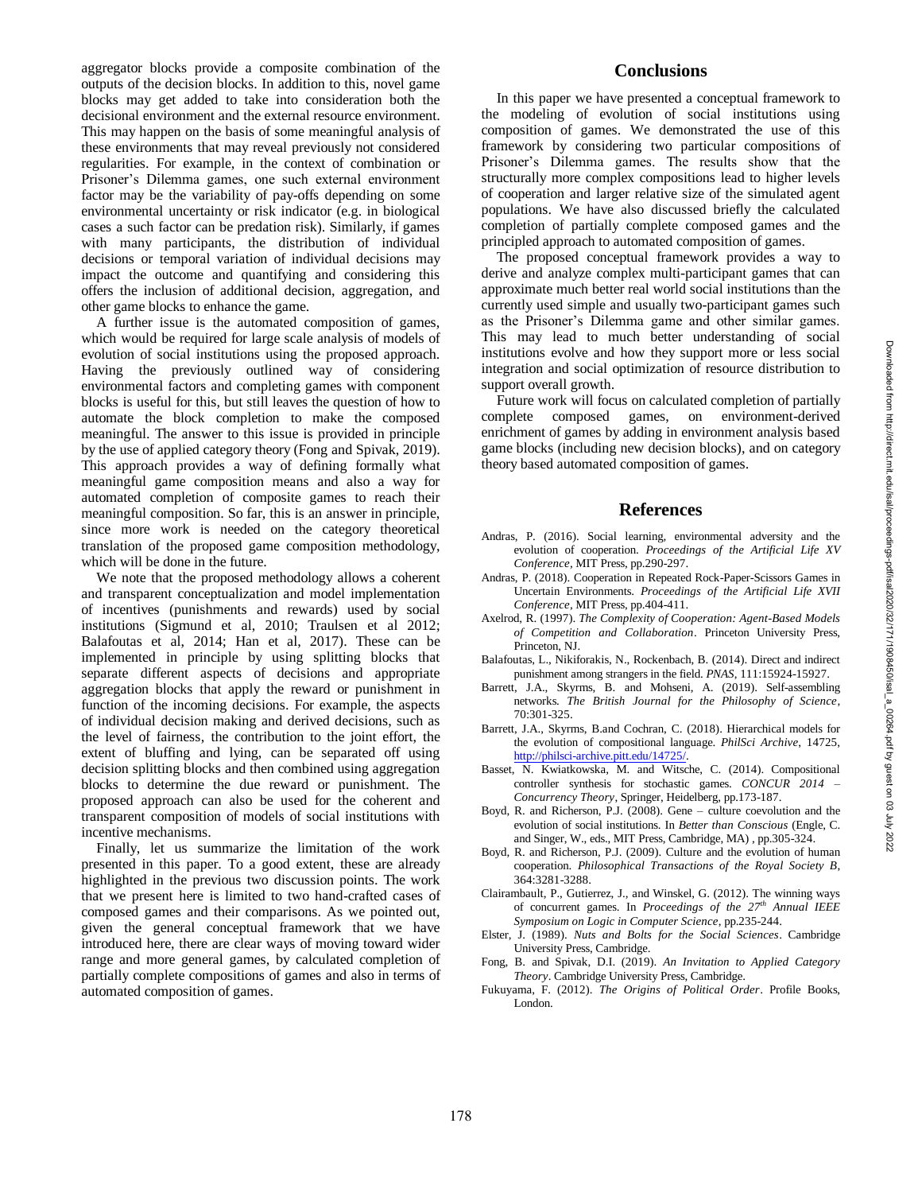aggregator blocks provide a composite combination of the outputs of the decision blocks. In addition to this, novel game blocks may get added to take into consideration both the decisional environment and the external resource environment. This may happen on the basis of some meaningful analysis of these environments that may reveal previously not considered regularities. For example, in the context of combination or Prisoner's Dilemma games, one such external environment factor may be the variability of pay-offs depending on some environmental uncertainty or risk indicator (e.g. in biological cases a such factor can be predation risk). Similarly, if games with many participants, the distribution of individual decisions or temporal variation of individual decisions may impact the outcome and quantifying and considering this offers the inclusion of additional decision, aggregation, and other game blocks to enhance the game.

A further issue is the automated composition of games, which would be required for large scale analysis of models of evolution of social institutions using the proposed approach. Having the previously outlined way of considering environmental factors and completing games with component blocks is useful for this, but still leaves the question of how to automate the block completion to make the composed meaningful. The answer to this issue is provided in principle by the use of applied category theory (Fong and Spivak, 2019). This approach provides a way of defining formally what meaningful game composition means and also a way for automated completion of composite games to reach their meaningful composition. So far, this is an answer in principle, since more work is needed on the category theoretical translation of the proposed game composition methodology, which will be done in the future.

We note that the proposed methodology allows a coherent and transparent conceptualization and model implementation of incentives (punishments and rewards) used by social institutions (Sigmund et al, 2010; Traulsen et al 2012; Balafoutas et al, 2014; Han et al, 2017). These can be implemented in principle by using splitting blocks that separate different aspects of decisions and appropriate aggregation blocks that apply the reward or punishment in function of the incoming decisions. For example, the aspects of individual decision making and derived decisions, such as the level of fairness, the contribution to the joint effort, the extent of bluffing and lying, can be separated off using decision splitting blocks and then combined using aggregation blocks to determine the due reward or punishment. The proposed approach can also be used for the coherent and transparent composition of models of social institutions with incentive mechanisms.

Finally, let us summarize the limitation of the work presented in this paper. To a good extent, these are already highlighted in the previous two discussion points. The work that we present here is limited to two hand-crafted cases of composed games and their comparisons. As we pointed out, given the general conceptual framework that we have introduced here, there are clear ways of moving toward wider range and more general games, by calculated completion of partially complete compositions of games and also in terms of automated composition of games.

## Conclusions

In this paper we have presented a conceptual framework to the modeling of evolution of social institutions using composition of games. We demonstrated the use of this framework by considering two particular compositions of Prisoner's Dilemma games. The results show that the structurally more complex compositions lead to higher levels of cooperation and larger relative size of the simulated agent populations. We have also discussed briefly the calculated completion of partially complete composed games and the principled approach to automated composition of games.

The proposed conceptual framework provides a way to derive and analyze complex multi-participant games that can approximate much better real world social institutions than the currently used simple and usually two-participant games such as the Prisoner's Dilemma game and other similar games. This may lead to much better understanding of social institutions evolve and how they support more or less social integration and social optimization of resource distribution to support overall growth.

Future work will focus on calculated completion of partially complete composed games, on environment-derived enrichment of games by adding in environment analysis based game blocks (including new decision blocks), and on category theory based automated composition of games.

## References

Andras, P. (2016). Social learning, environmental adversity and the evolution of cooperation. *Proceedings of the Artificial Life XV Conference*, MIT Press, pp.290-297.

Andras, P. (2018). Cooperation in Repeated Rock-Paper-Scissors Games in Uncertain Environments. *Proceedings of the Artificial Life XVII Conference*, MIT Press, pp.404-411.

Axelrod, R. (1997). *The Complexity of Cooperation: Agent-Based Models of Competition and Collaboration*. Princeton University Press, Princeton, NJ.

Balafoutas, L., Nikiforakis, N., Rockenbach, B. (2014). Direct and indirect punishment among strangers in the field. *PNAS*, 111:15924-15927.

Barrett, J.A., Skyrms, B. and Mohseni, A. (2019). Self-assembling networks. *The British Journal for the Philosophy of Science*, 70:301-325.

Barrett, J.A., Skyrms, B.and Cochran, C. (2018). Hierarchical models for the evolution of compositional language. *PhilSci Archive*, 14725, http://philsci-archive.pitt.edu/14725/.

Basset, N. Kwiatkowska, M. and Witsche, C. (2014). Compositional controller synthesis for stochastic games. *CONCUR 2014 – Concurrency Theory*, Springer, Heidelberg, pp.173-187.

Boyd, R. and Richerson, P.J. (2008). Gene – culture coevolution and the evolution of social institutions. In *Better than Conscious* (Engle, C. and Singer, W., eds., MIT Press, Cambridge, MA) , pp.305-324.

Boyd, R. and Richerson, P.J. (2009). Culture and the evolution of human cooperation. *Philosophical Transactions of the Royal Society B*, 364:3281-3288.

Clairambault, P., Gutierrez, J., and Winskel, G. (2012). The winning ways of concurrent games. In *Proceedings of the 27th Annual IEEE Symposium on Logic in Computer Science*, pp.235-244.

Elster, J. (1989). *Nuts and Bolts for the Social Sciences*. Cambridge University Press, Cambridge.

Fong, B. and Spivak, D.I. (2019). *An Invitation to Applied Category Theory*. Cambridge University Press, Cambridge.

Fukuyama, F. (2012). *The Origins of Political Order*. Profile Books, London.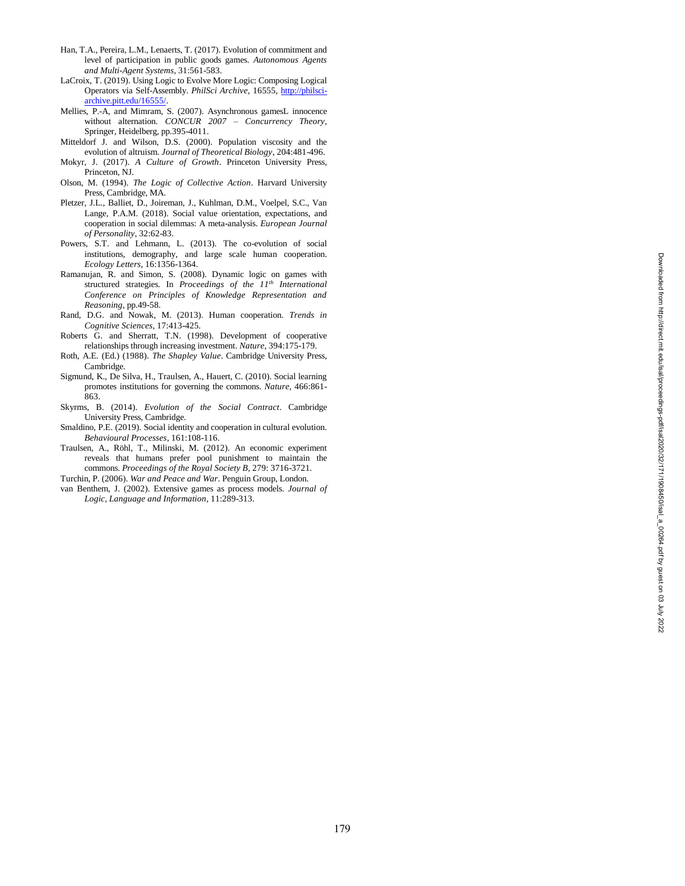Han, T.A., Pereira, L.M., Lenaerts, T. (2017). Evolution of commitment and level of participation in public goods games. *Autonomous Agents and Multi-Agent Systems*, 31:561-583.

LaCroix, T. (2019). Using Logic to Evolve More Logic: Composing Logical Operators via Self-Assembly. *PhilSci Archive*, 16555, http://philsci-archive.pitt.edu/16555/.

Mellies, P.-A, and Mimram, S. (2007). Asynchronous gamesL innocence without alternation. *CONCUR 2007 – Concurrency Theory*, Springer, Heidelberg, pp.395-4011.

Mitteldorf J. and Wilson, D.S. (2000). Population viscosity and the evolution of altruism. *Journal of Theoretical Biology*, 204:481-496.

Mokyr, J. (2017). *A Culture of Growth*. Princeton University Press, Princeton, NJ.

Olson, M. (1994). *The Logic of Collective Action*. Harvard University Press, Cambridge, MA.

Pletzer, J.L., Balliet, D., Joireman, J., Kuhlman, D.M., Voelpel, S.C., Van Lange, P.A.M. (2018). Social value orientation, expectations, and cooperation in social dilemmas: A meta-analysis. *European Journal of Personality*, 32:62-83.

Powers, S.T. and Lehmann, L. (2013). The co-evolution of social institutions, demography, and large scale human cooperation. *Ecology Letters*, 16:1356-1364.

Ramanujan, R. and Simon, S. (2008). Dynamic logic on games with structured strategies. In *Proceedings of the 11th International Conference on Principles of Knowledge Representation and Reasoning*, pp.49-58.

Rand, D.G. and Nowak, M. (2013). Human cooperation. *Trends in Cognitive Sciences*, 17:413-425.

Roberts G. and Sherratt, T.N. (1998). Development of cooperative relationships through increasing investment. *Nature*, 394:175-179.

Roth, A.E. (Ed.) (1988). *The Shapley Value*. Cambridge University Press, Cambridge.

Sigmund, K., De Silva, H., Traulsen, A., Hauert, C. (2010). Social learning promotes institutions for governing the commons. *Nature*, 466:861-863.

Skyrms, B. (2014). *Evolution of the Social Contract*. Cambridge University Press, Cambridge.

Smaldino, P.E. (2019). Social identity and cooperation in cultural evolution. *Behavioural Processes*, 161:108-116.

Traulsen, A., Röhl, T., Milinski, M. (2012). An economic experiment reveals that humans prefer pool punishment to maintain the commons. *Proceedings of the Royal Society B*, 279: 3716-3721.

Turchin, P. (2006). *War and Peace and War*. Penguin Group, London.

van Benthem, J. (2002). Extensive games as process models. *Journal of Logic, Language and Information*, 11:289-313.